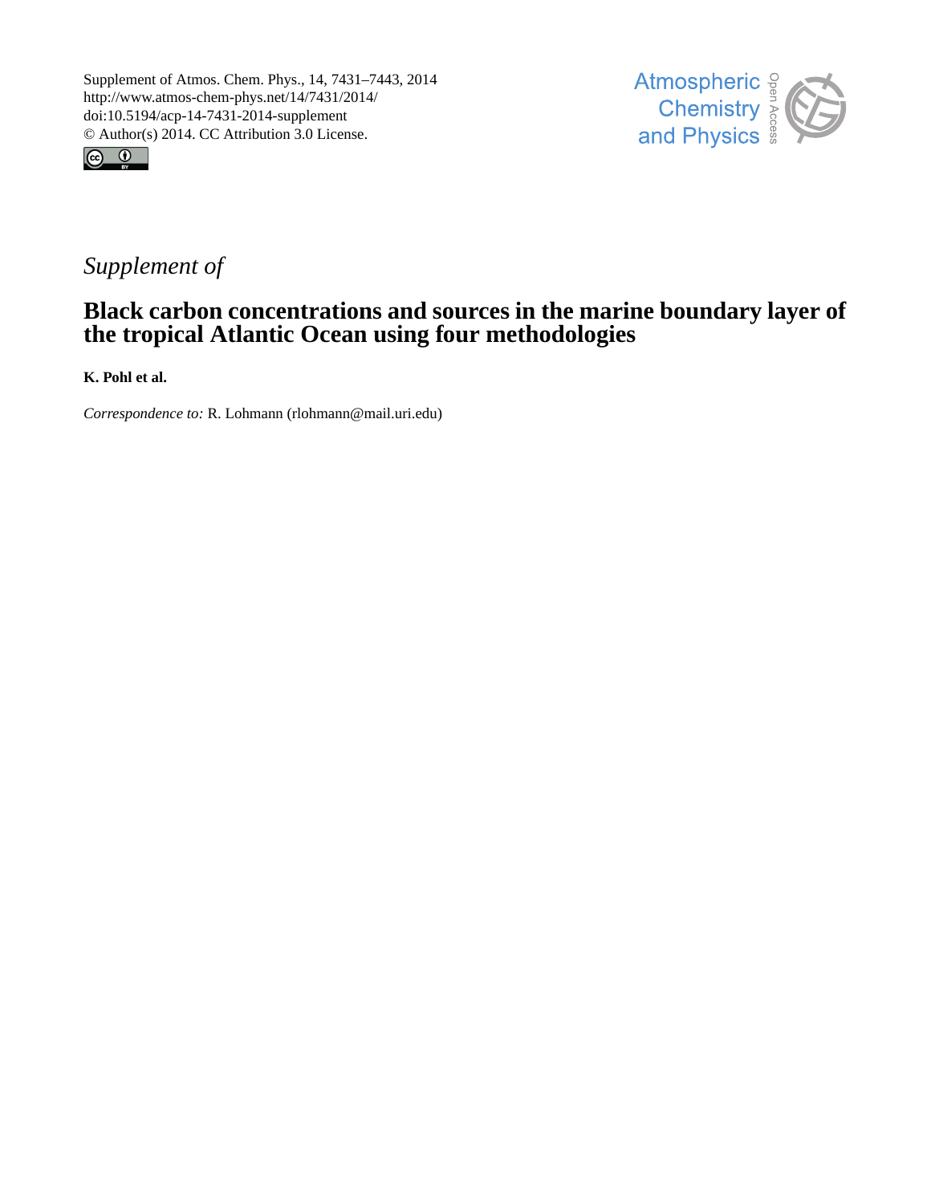Supplement of Atmos. Chem. Phys., 14, 7431–7443, 2014
http://www.atmos-chem-phys.net/14/7431/2014/
doi:10.5194/acp-14-7431-2014-supplement
© Author(s) 2014. CC Attribution 3.0 License.

*Supplement of*

# Black carbon concentrations and sources in the marine boundary layer of the tropical Atlantic Ocean using four methodologies

**K. Pohl et al.**

*Correspondence to:* R. Lohmann (rlohmann@mail.uri.edu)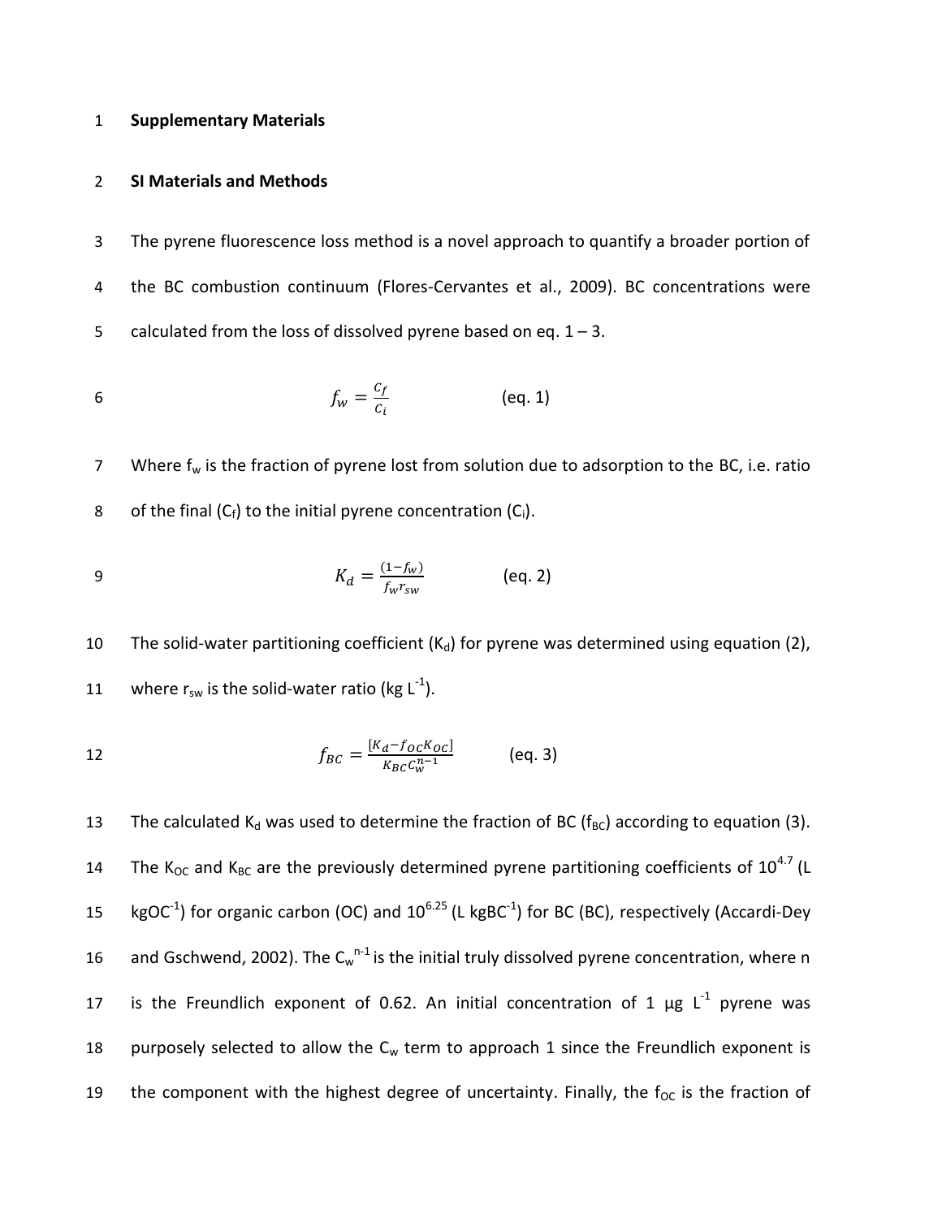**Supplementary Materials**

**SI Materials and Methods**

The pyrene fluorescence loss method is a novel approach to quantify a broader portion of the BC combustion continuum (Flores-Cervantes et al., 2009). BC concentrations were calculated from the loss of dissolved pyrene based on eq. 1 – 3.

$$f_w = \frac{C_f}{C_i} \qquad \text{(eq. 1)}$$

Where $f_w$ is the fraction of pyrene lost from solution due to adsorption to the BC, i.e. ratio of the final ($C_f$) to the initial pyrene concentration ($C_i$).

$$K_d = \frac{(1-f_w)}{f_w r_{sw}} \qquad \text{(eq. 2)}$$

The solid-water partitioning coefficient ($K_d$) for pyrene was determined using equation (2), where $r_{sw}$ is the solid-water ratio (kg $L^{-1}$).

$$f_{BC} = \frac{[K_d - f_{OC}K_{OC}]}{K_{BC}C_w^{n-1}} \qquad \text{(eq. 3)}$$

The calculated $K_d$ was used to determine the fraction of BC ($f_{BC}$) according to equation (3). The $K_{OC}$ and $K_{BC}$ are the previously determined pyrene partitioning coefficients of $10^{4.7}$ (L $kgOC^{-1}$) for organic carbon (OC) and $10^{6.25}$ (L $kgBC^{-1}$) for BC (BC), respectively (Accardi-Dey and Gschwend, 2002). The $C_w^{n-1}$ is the initial truly dissolved pyrene concentration, where n is the Freundlich exponent of 0.62. An initial concentration of 1 µg $L^{-1}$ pyrene was purposely selected to allow the $C_w$ term to approach 1 since the Freundlich exponent is the component with the highest degree of uncertainty. Finally, the $f_{OC}$ is the fraction of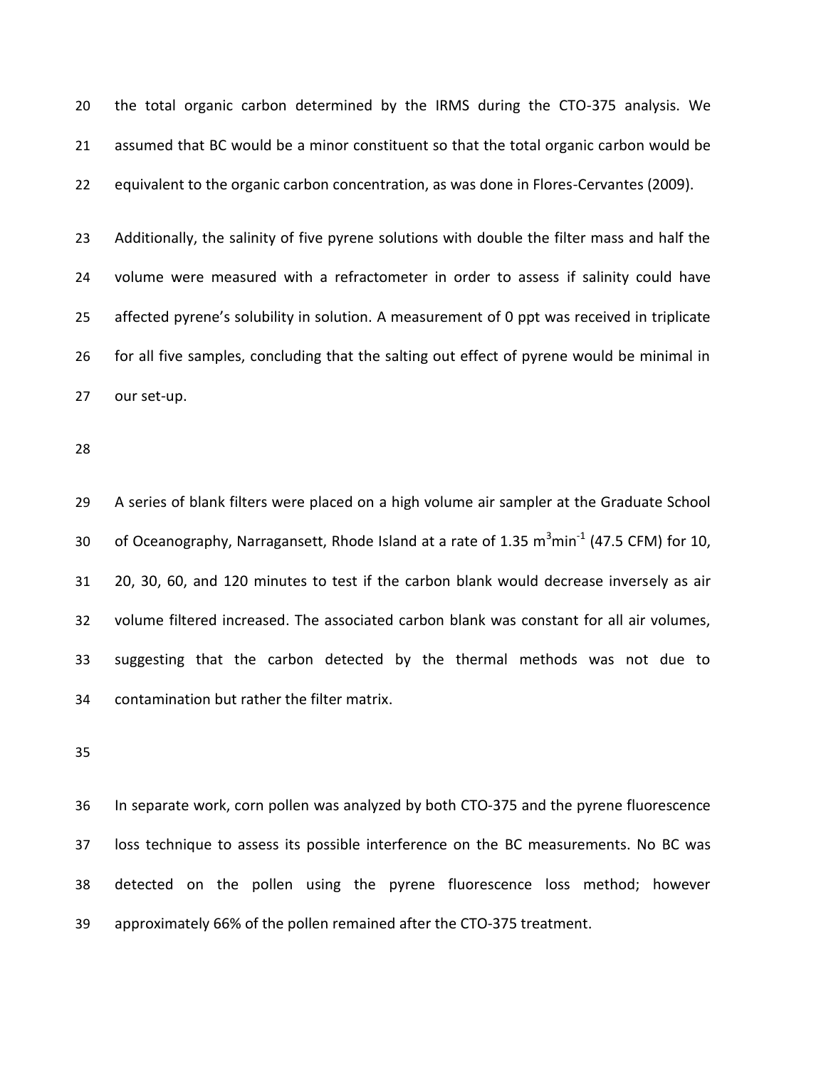the total organic carbon determined by the IRMS during the CTO-375 analysis. We assumed that BC would be a minor constituent so that the total organic carbon would be equivalent to the organic carbon concentration, as was done in Flores-Cervantes (2009).

Additionally, the salinity of five pyrene solutions with double the filter mass and half the volume were measured with a refractometer in order to assess if salinity could have affected pyrene's solubility in solution. A measurement of 0 ppt was received in triplicate for all five samples, concluding that the salting out effect of pyrene would be minimal in our set-up.

A series of blank filters were placed on a high volume air sampler at the Graduate School of Oceanography, Narragansett, Rhode Island at a rate of 1.35 $m^3min^{-1}$ (47.5 CFM) for 10, 20, 30, 60, and 120 minutes to test if the carbon blank would decrease inversely as air volume filtered increased. The associated carbon blank was constant for all air volumes, suggesting that the carbon detected by the thermal methods was not due to contamination but rather the filter matrix.

In separate work, corn pollen was analyzed by both CTO-375 and the pyrene fluorescence loss technique to assess its possible interference on the BC measurements. No BC was detected on the pollen using the pyrene fluorescence loss method; however approximately 66% of the pollen remained after the CTO-375 treatment.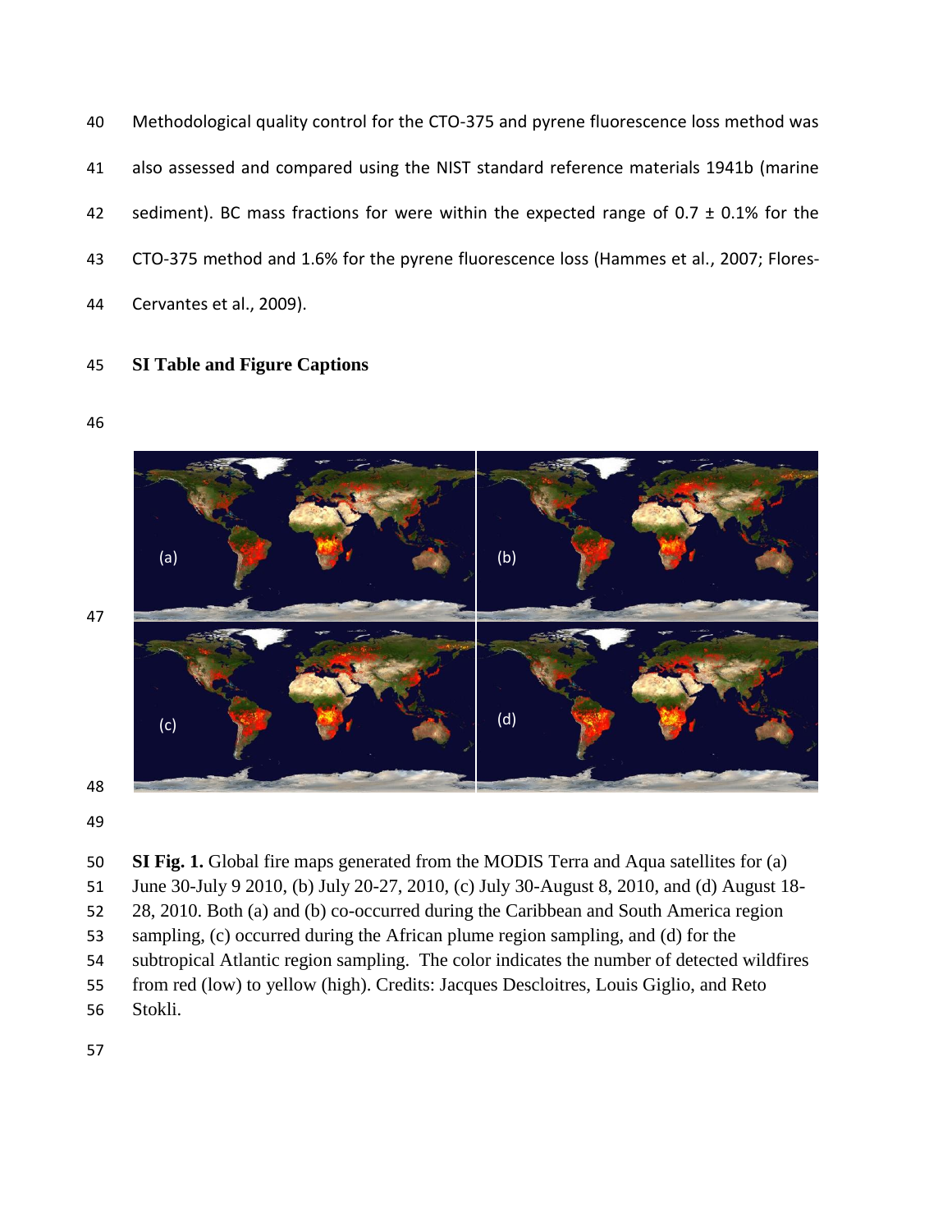Methodological quality control for the CTO-375 and pyrene fluorescence loss method was also assessed and compared using the NIST standard reference materials 1941b (marine sediment). BC mass fractions for were within the expected range of 0.7 ± 0.1% for the CTO-375 method and 1.6% for the pyrene fluorescence loss (Hammes et al., 2007; Flores-Cervantes et al., 2009).

## SI Table and Figure Captions

**SI Fig. 1.** Global fire maps generated from the MODIS Terra and Aqua satellites for (a) June 30-July 9 2010, (b) July 20-27, 2010, (c) July 30-August 8, 2010, and (d) August 18-28, 2010. Both (a) and (b) co-occurred during the Caribbean and South America region sampling, (c) occurred during the African plume region sampling, and (d) for the subtropical Atlantic region sampling. The color indicates the number of detected wildfires from red (low) to yellow (high). Credits: Jacques Descloitres, Louis Giglio, and Reto Stokli.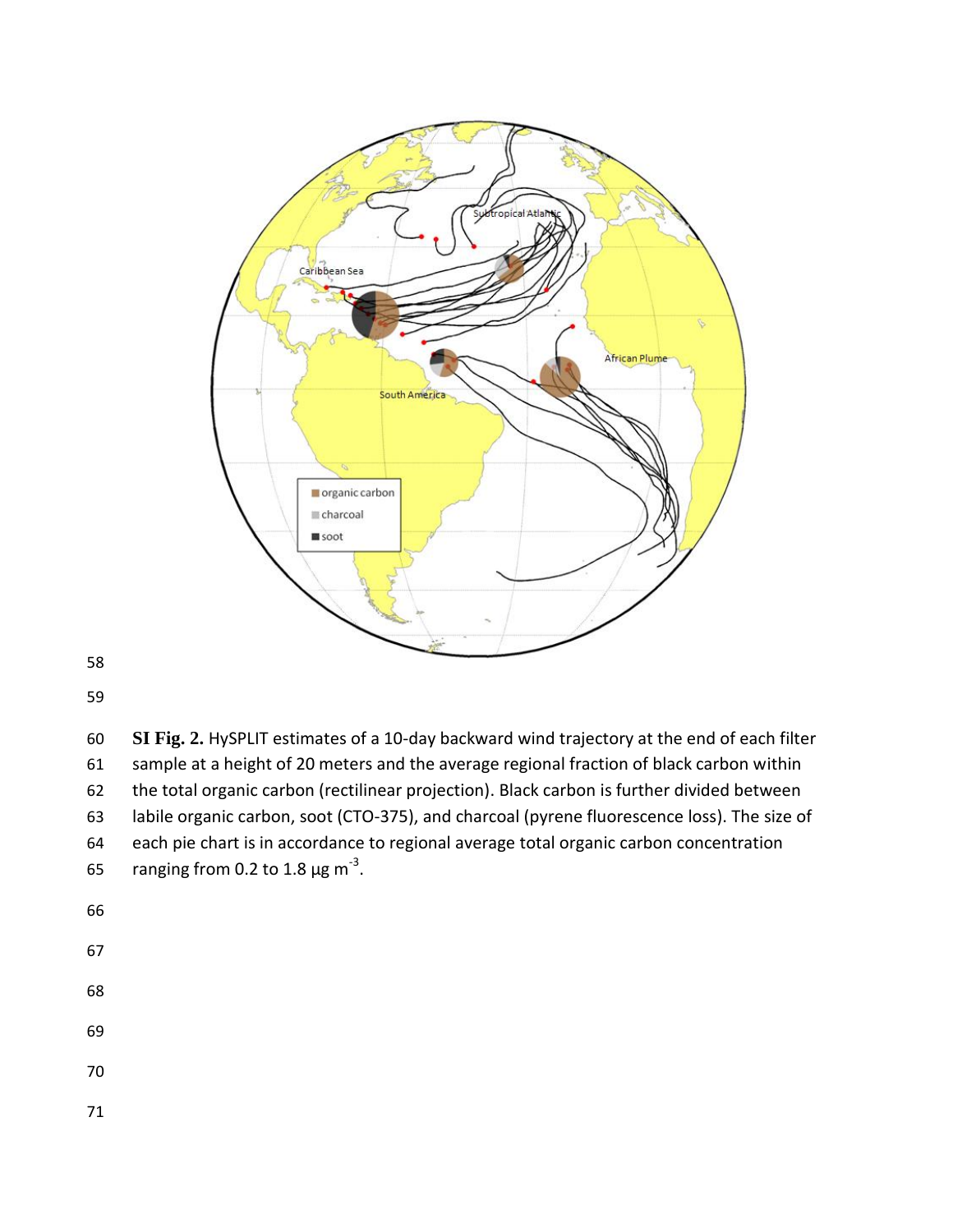**SI Fig. 2.** HySPLIT estimates of a 10-day backward wind trajectory at the end of each filter sample at a height of 20 meters and the average regional fraction of black carbon within the total organic carbon (rectilinear projection). Black carbon is further divided between labile organic carbon, soot (CTO-375), and charcoal (pyrene fluorescence loss). The size of each pie chart is in accordance to regional average total organic carbon concentration ranging from 0.2 to 1.8 µg $m^{-3}$.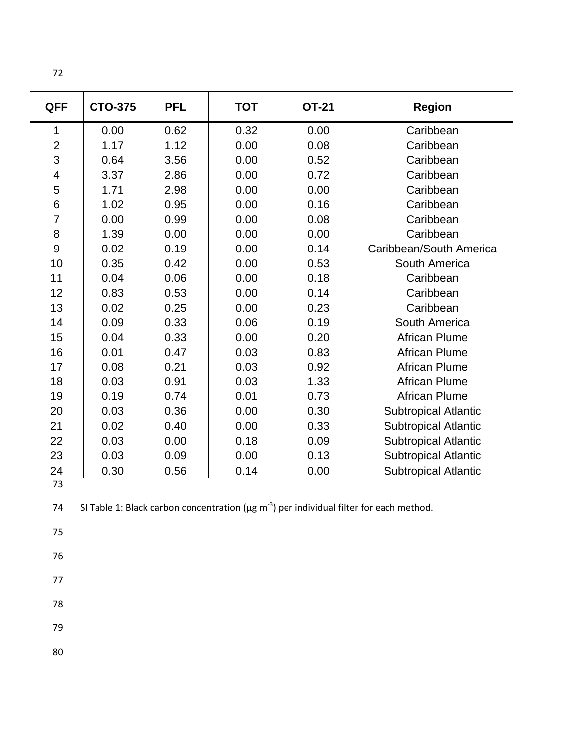| QFF | CTO-375 | PFL | TOT | OT-21 | Region |
|---|---|---|---|---|---|
| 1 | 0.00 | 0.62 | 0.32 | 0.00 | Caribbean |
| 2 | 1.17 | 1.12 | 0.00 | 0.08 | Caribbean |
| 3 | 0.64 | 3.56 | 0.00 | 0.52 | Caribbean |
| 4 | 3.37 | 2.86 | 0.00 | 0.72 | Caribbean |
| 5 | 1.71 | 2.98 | 0.00 | 0.00 | Caribbean |
| 6 | 1.02 | 0.95 | 0.00 | 0.16 | Caribbean |
| 7 | 0.00 | 0.99 | 0.00 | 0.08 | Caribbean |
| 8 | 1.39 | 0.00 | 0.00 | 0.00 | Caribbean |
| 9 | 0.02 | 0.19 | 0.00 | 0.14 | Caribbean/South America |
| 10 | 0.35 | 0.42 | 0.00 | 0.53 | South America |
| 11 | 0.04 | 0.06 | 0.00 | 0.18 | Caribbean |
| 12 | 0.83 | 0.53 | 0.00 | 0.14 | Caribbean |
| 13 | 0.02 | 0.25 | 0.00 | 0.23 | Caribbean |
| 14 | 0.09 | 0.33 | 0.06 | 0.19 | South America |
| 15 | 0.04 | 0.33 | 0.00 | 0.20 | African Plume |
| 16 | 0.01 | 0.47 | 0.03 | 0.83 | African Plume |
| 17 | 0.08 | 0.21 | 0.03 | 0.92 | African Plume |
| 18 | 0.03 | 0.91 | 0.03 | 1.33 | African Plume |
| 19 | 0.19 | 0.74 | 0.01 | 0.73 | African Plume |
| 20 | 0.03 | 0.36 | 0.00 | 0.30 | Subtropical Atlantic |
| 21 | 0.02 | 0.40 | 0.00 | 0.33 | Subtropical Atlantic |
| 22 | 0.03 | 0.00 | 0.18 | 0.09 | Subtropical Atlantic |
| 23 | 0.03 | 0.09 | 0.00 | 0.13 | Subtropical Atlantic |
| 24 | 0.30 | 0.56 | 0.14 | 0.00 | Subtropical Atlantic |

SI Table 1: Black carbon concentration (μg $m^{-3}$) per individual filter for each method.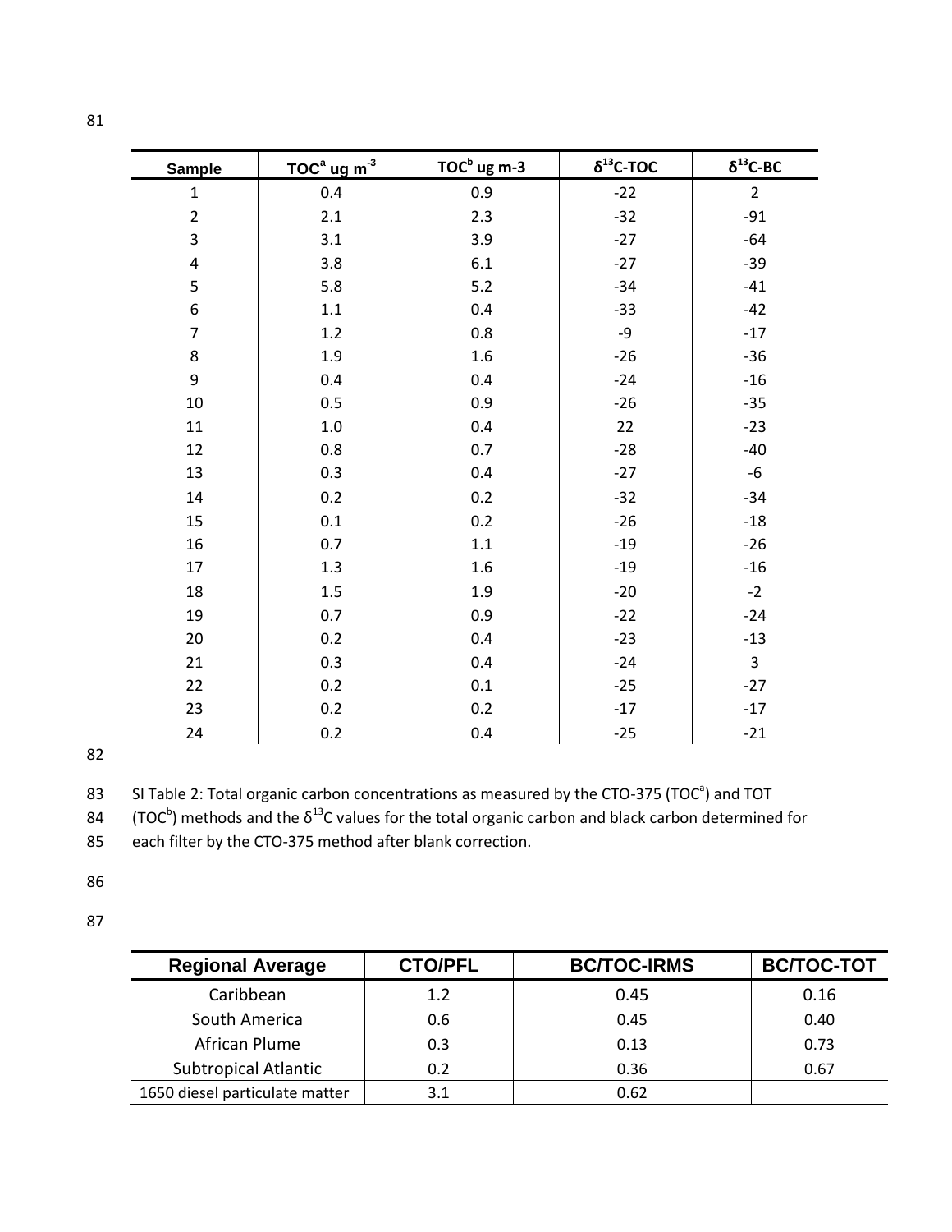| Sample | $TOC^a$ ug $m^{-3}$ | $TOC^b$ ug m-3 | $\delta^{13}C$-TOC | $\delta^{13}C$-BC |
|---|---|---|---|---|
| 1 | 0.4 | 0.9 | -22 | 2 |
| 2 | 2.1 | 2.3 | -32 | -91 |
| 3 | 3.1 | 3.9 | -27 | -64 |
| 4 | 3.8 | 6.1 | -27 | -39 |
| 5 | 5.8 | 5.2 | -34 | -41 |
| 6 | 1.1 | 0.4 | -33 | -42 |
| 7 | 1.2 | 0.8 | -9 | -17 |
| 8 | 1.9 | 1.6 | -26 | -36 |
| 9 | 0.4 | 0.4 | -24 | -16 |
| 10 | 0.5 | 0.9 | -26 | -35 |
| 11 | 1.0 | 0.4 | 22 | -23 |
| 12 | 0.8 | 0.7 | -28 | -40 |
| 13 | 0.3 | 0.4 | -27 | -6 |
| 14 | 0.2 | 0.2 | -32 | -34 |
| 15 | 0.1 | 0.2 | -26 | -18 |
| 16 | 0.7 | 1.1 | -19 | -26 |
| 17 | 1.3 | 1.6 | -19 | -16 |
| 18 | 1.5 | 1.9 | -20 | -2 |
| 19 | 0.7 | 0.9 | -22 | -24 |
| 20 | 0.2 | 0.4 | -23 | -13 |
| 21 | 0.3 | 0.4 | -24 | 3 |
| 22 | 0.2 | 0.1 | -25 | -27 |
| 23 | 0.2 | 0.2 | -17 | -17 |
| 24 | 0.2 | 0.4 | -25 | -21 |

SI Table 2: Total organic carbon concentrations as measured by the CTO-375 ($TOC^a$) and TOT ($TOC^b$) methods and the $\delta^{13}C$ values for the total organic carbon and black carbon determined for each filter by the CTO-375 method after blank correction.

| Regional Average | CTO/PFL | BC/TOC-IRMS | BC/TOC-TOT |
|---|---|---|---|
| Caribbean | 1.2 | 0.45 | 0.16 |
| South America | 0.6 | 0.45 | 0.40 |
| African Plume | 0.3 | 0.13 | 0.73 |
| Subtropical Atlantic | 0.2 | 0.36 | 0.67 |
| 1650 diesel particulate matter | 3.1 | 0.62 | |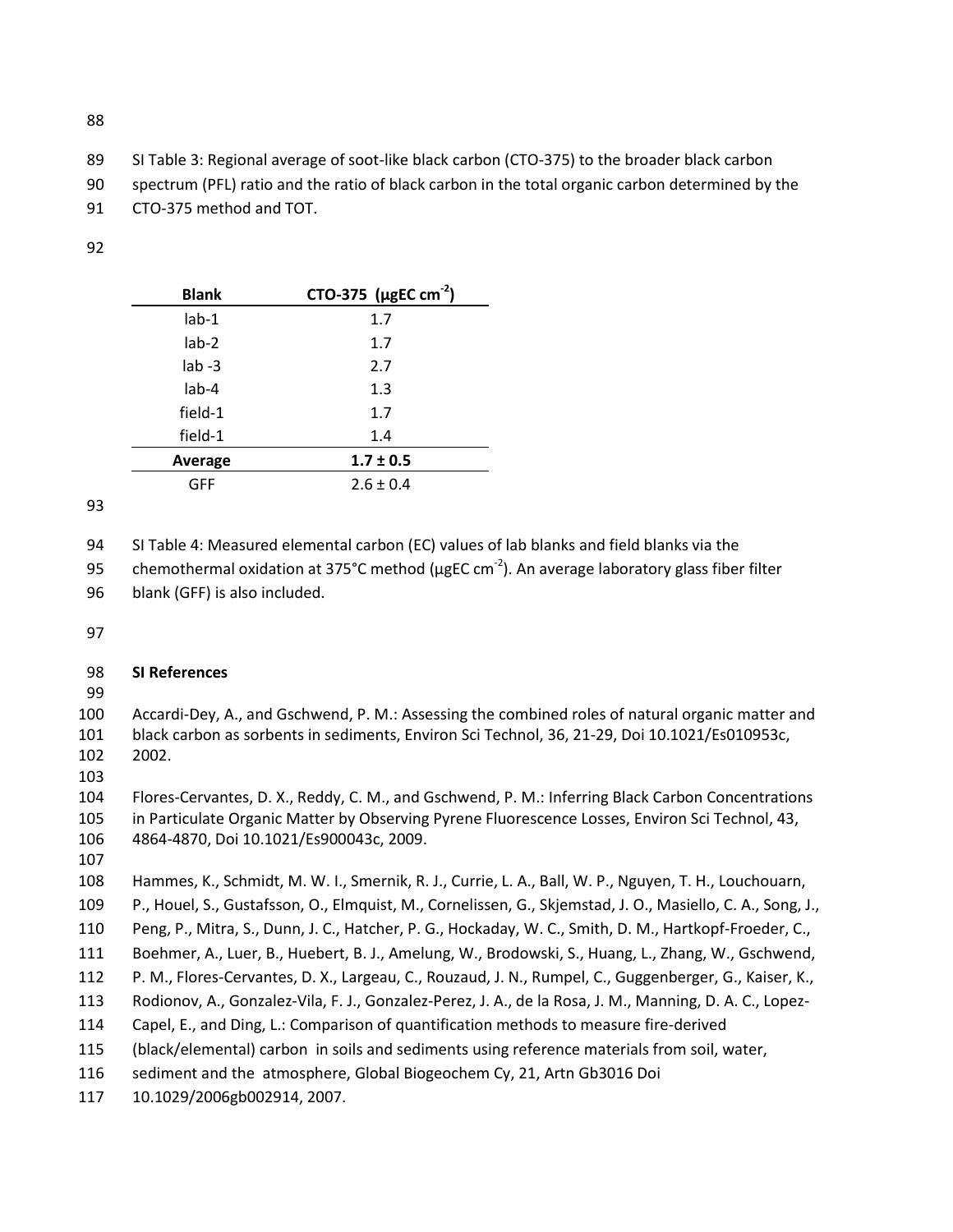SI Table 3: Regional average of soot-like black carbon (CTO-375) to the broader black carbon spectrum (PFL) ratio and the ratio of black carbon in the total organic carbon determined by the CTO-375 method and TOT.

| Blank | CTO-375 (µgEC $cm^{-2}$) |
|---|---|
| lab-1 | 1.7 |
| lab-2 | 1.7 |
| lab -3 | 2.7 |
| lab-4 | 1.3 |
| field-1 | 1.7 |
| field-1 | 1.4 |
| **Average** | **1.7 ± 0.5** |
| GFF | 2.6 ± 0.4 |

SI Table 4: Measured elemental carbon (EC) values of lab blanks and field blanks via the chemothermal oxidation at 375°C method (µgEC $cm^{-2}$). An average laboratory glass fiber filter blank (GFF) is also included.

## SI References

Accardi-Dey, A., and Gschwend, P. M.: Assessing the combined roles of natural organic matter and black carbon as sorbents in sediments, Environ Sci Technol, 36, 21-29, Doi 10.1021/Es010953c, 2002.

Flores-Cervantes, D. X., Reddy, C. M., and Gschwend, P. M.: Inferring Black Carbon Concentrations in Particulate Organic Matter by Observing Pyrene Fluorescence Losses, Environ Sci Technol, 43, 4864-4870, Doi 10.1021/Es900043c, 2009.

Hammes, K., Schmidt, M. W. I., Smernik, R. J., Currie, L. A., Ball, W. P., Nguyen, T. H., Louchouarn, P., Houel, S., Gustafsson, O., Elmquist, M., Cornelissen, G., Skjemstad, J. O., Masiello, C. A., Song, J., Peng, P., Mitra, S., Dunn, J. C., Hatcher, P. G., Hockaday, W. C., Smith, D. M., Hartkopf-Froeder, C., Boehmer, A., Luer, B., Huebert, B. J., Amelung, W., Brodowski, S., Huang, L., Zhang, W., Gschwend, P. M., Flores-Cervantes, D. X., Largeau, C., Rouzaud, J. N., Rumpel, C., Guggenberger, G., Kaiser, K., Rodionov, A., Gonzalez-Vila, F. J., Gonzalez-Perez, J. A., de la Rosa, J. M., Manning, D. A. C., Lopez-Capel, E., and Ding, L.: Comparison of quantification methods to measure fire-derived (black/elemental) carbon in soils and sediments using reference materials from soil, water, sediment and the atmosphere, Global Biogeochem Cy, 21, Artn Gb3016 Doi 10.1029/2006gb002914, 2007.